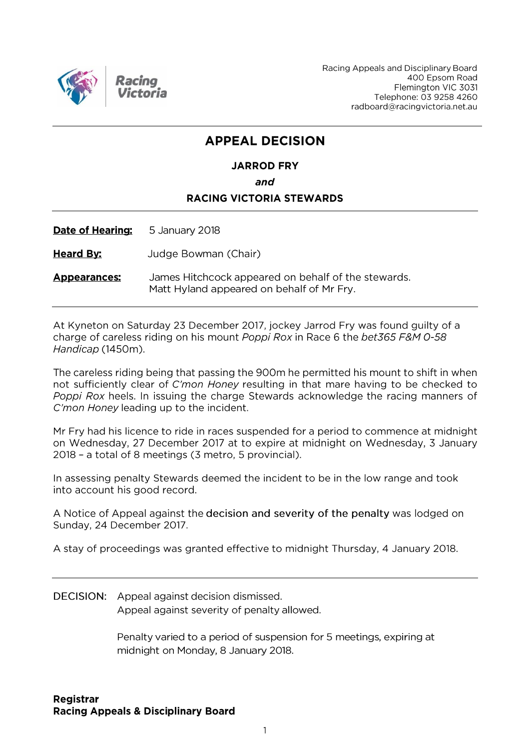Racing Appeals and Disciplinary Board
400 Epsom Road
Flemington VIC 3031
Telephone: 03 9258 4260
radboard@racingvictoria.net.au

# APPEAL DECISION

**JARROD FRY**

***and***

**RACING VICTORIA STEWARDS**

**Date of Hearing:** 5 January 2018

**Heard By:** Judge Bowman (Chair)

**Appearances:** James Hitchcock appeared on behalf of the stewards.
Matt Hyland appeared on behalf of Mr Fry.

At Kyneton on Saturday 23 December 2017, jockey Jarrod Fry was found guilty of a charge of careless riding on his mount *Poppi Rox* in Race 6 the *bet365 F&M 0-58 Handicap* (1450m).

The careless riding being that passing the 900m he permitted his mount to shift in when not sufficiently clear of *C'mon Honey* resulting in that mare having to be checked to *Poppi Rox* heels. In issuing the charge Stewards acknowledge the racing manners of *C'mon Honey* leading up to the incident.

Mr Fry had his licence to ride in races suspended for a period to commence at midnight on Wednesday, 27 December 2017 at to expire at midnight on Wednesday, 3 January 2018 – a total of 8 meetings (3 metro, 5 provincial).

In assessing penalty Stewards deemed the incident to be in the low range and took into account his good record.

A Notice of Appeal against the decision and severity of the penalty was lodged on Sunday, 24 December 2017.

A stay of proceedings was granted effective to midnight Thursday, 4 January 2018.

DECISION: Appeal against decision dismissed.
Appeal against severity of penalty allowed.

Penalty varied to a period of suspension for 5 meetings, expiring at midnight on Monday, 8 January 2018.

**Registrar**
**Racing Appeals & Disciplinary Board**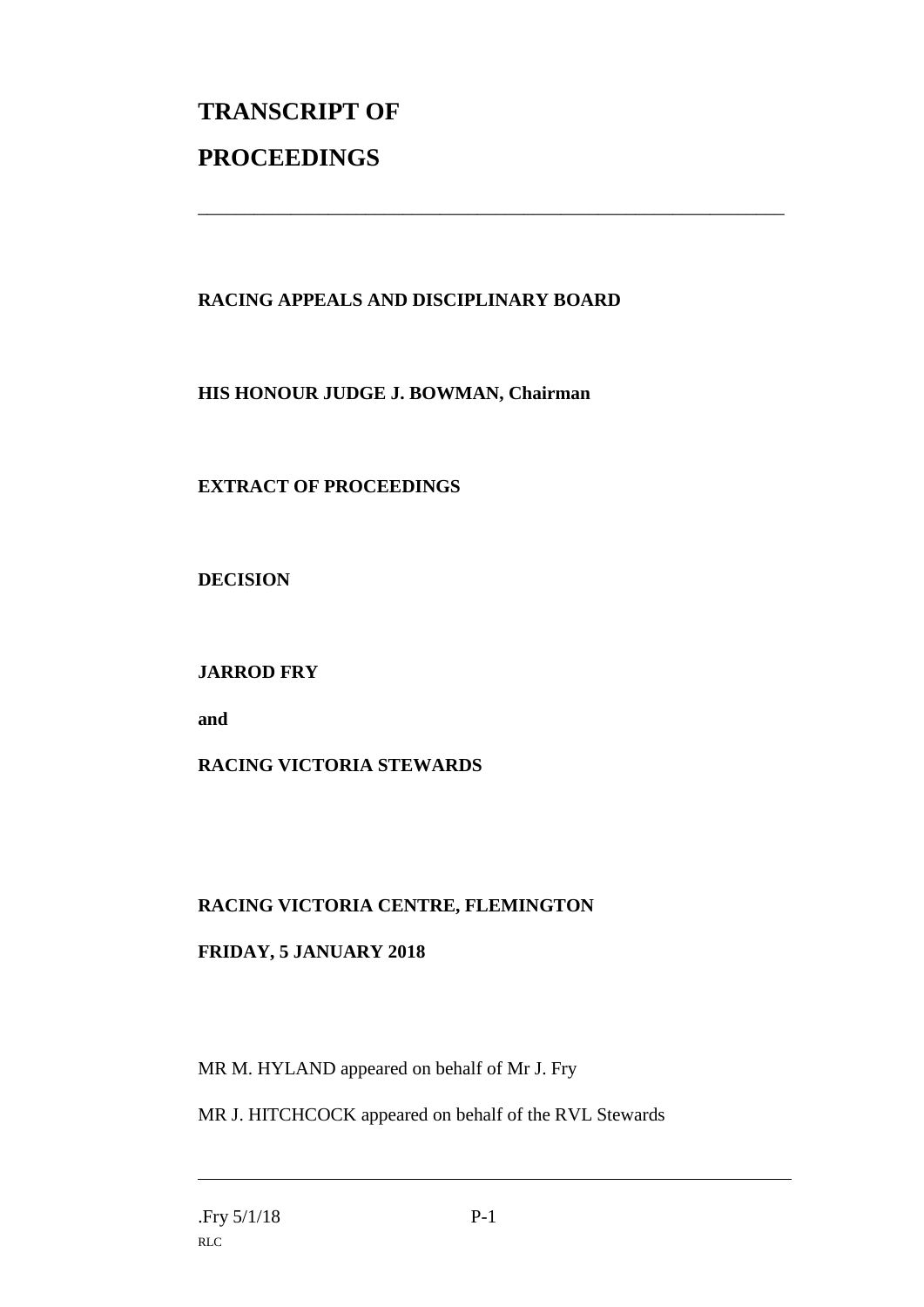# TRANSCRIPT OF PROCEEDINGS

---

**RACING APPEALS AND DISCIPLINARY BOARD**

**HIS HONOUR JUDGE J. BOWMAN, Chairman**

**EXTRACT OF PROCEEDINGS**

**DECISION**

**JARROD FRY**

**and**

**RACING VICTORIA STEWARDS**

**RACING VICTORIA CENTRE, FLEMINGTON**

**FRIDAY, 5 JANUARY 2018**

MR M. HYLAND appeared on behalf of Mr J. Fry

MR J. HITCHCOCK appeared on behalf of the RVL Stewards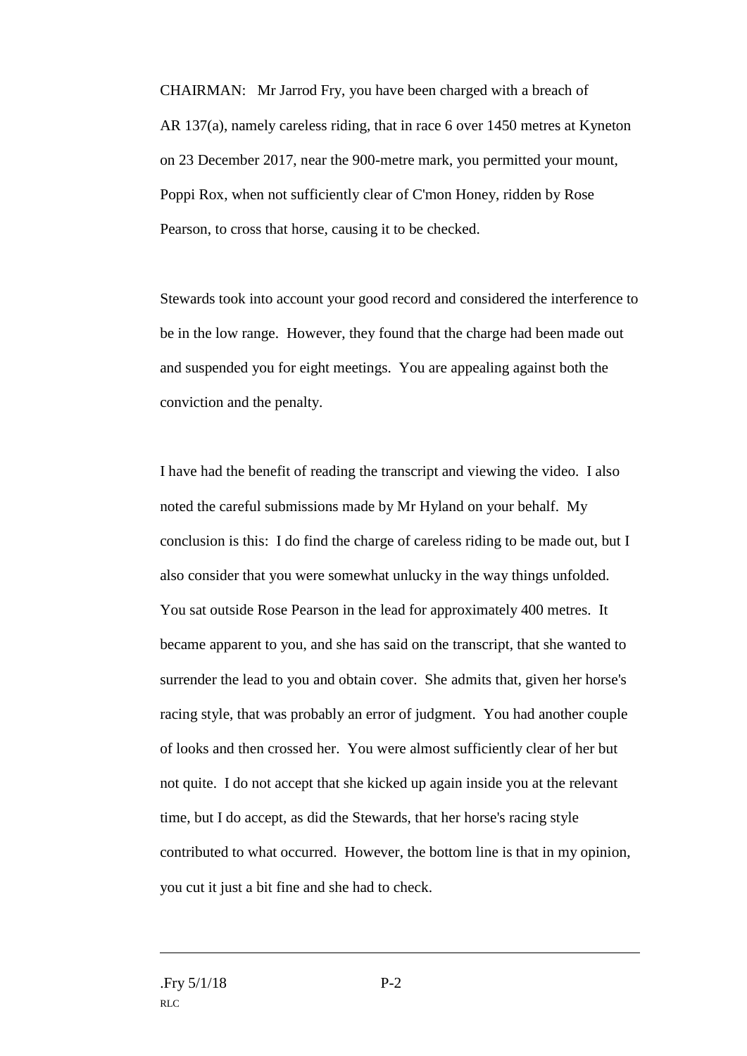CHAIRMAN: Mr Jarrod Fry, you have been charged with a breach of AR 137(a), namely careless riding, that in race 6 over 1450 metres at Kyneton on 23 December 2017, near the 900-metre mark, you permitted your mount, Poppi Rox, when not sufficiently clear of C'mon Honey, ridden by Rose Pearson, to cross that horse, causing it to be checked.

Stewards took into account your good record and considered the interference to be in the low range. However, they found that the charge had been made out and suspended you for eight meetings. You are appealing against both the conviction and the penalty.

I have had the benefit of reading the transcript and viewing the video. I also noted the careful submissions made by Mr Hyland on your behalf. My conclusion is this: I do find the charge of careless riding to be made out, but I also consider that you were somewhat unlucky in the way things unfolded. You sat outside Rose Pearson in the lead for approximately 400 metres. It became apparent to you, and she has said on the transcript, that she wanted to surrender the lead to you and obtain cover. She admits that, given her horse's racing style, that was probably an error of judgment. You had another couple of looks and then crossed her. You were almost sufficiently clear of her but not quite. I do not accept that she kicked up again inside you at the relevant time, but I do accept, as did the Stewards, that her horse's racing style contributed to what occurred. However, the bottom line is that in my opinion, you cut it just a bit fine and she had to check.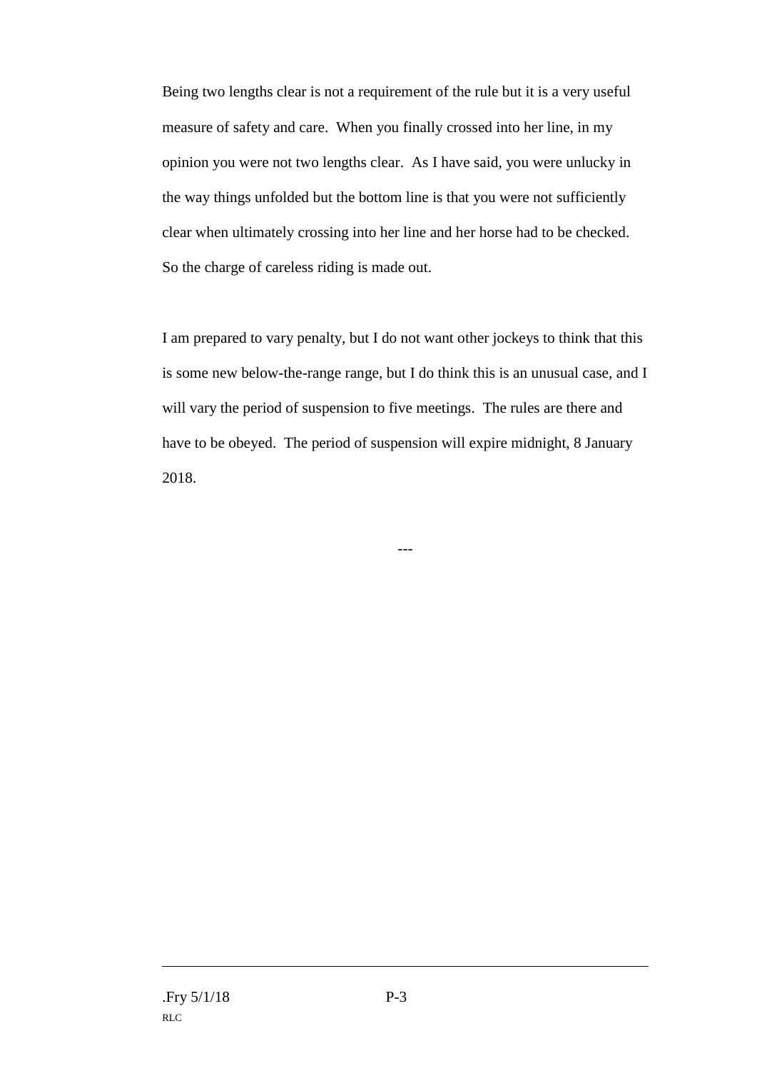Being two lengths clear is not a requirement of the rule but it is a very useful measure of safety and care. When you finally crossed into her line, in my opinion you were not two lengths clear. As I have said, you were unlucky in the way things unfolded but the bottom line is that you were not sufficiently clear when ultimately crossing into her line and her horse had to be checked. So the charge of careless riding is made out.

I am prepared to vary penalty, but I do not want other jockeys to think that this is some new below-the-range range, but I do think this is an unusual case, and I will vary the period of suspension to five meetings. The rules are there and have to be obeyed. The period of suspension will expire midnight, 8 January 2018.

---